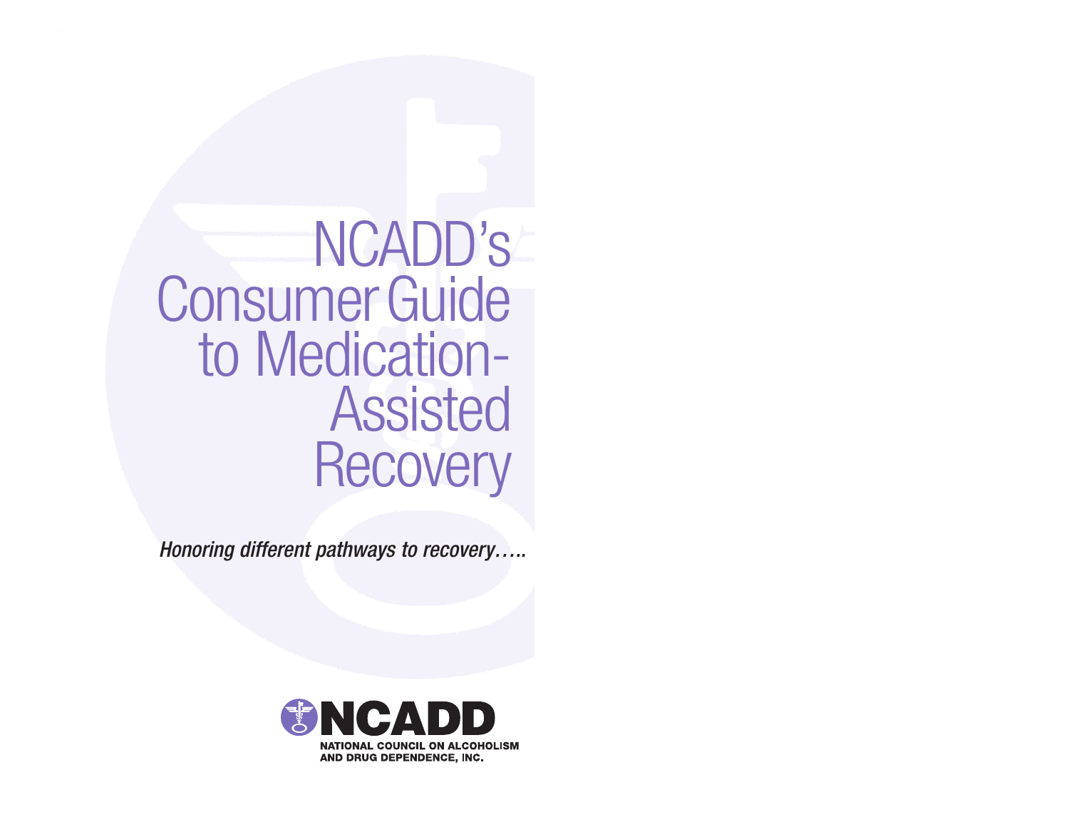# NCADD's Consumer Guide to Medication-Assisted Recovery

*Honoring different pathways to recovery…..*

NCADD

NATIONAL COUNCIL ON ALCOHOLISM AND DRUG DEPENDENCE, INC.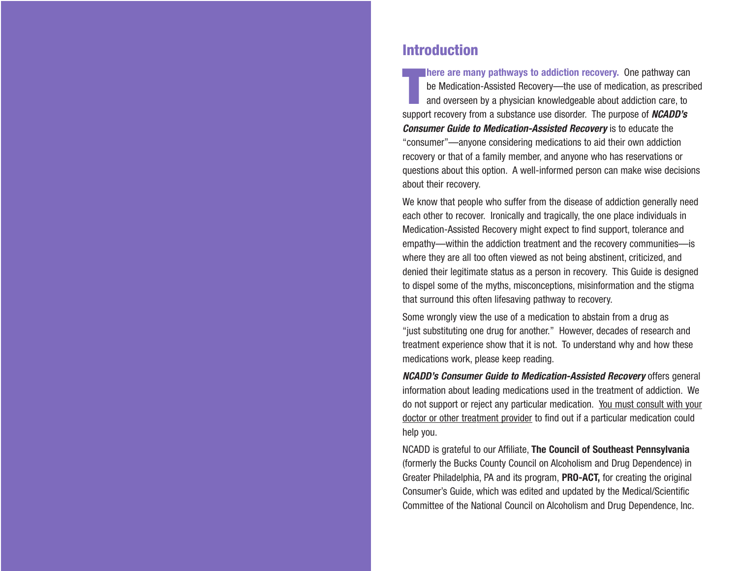## Introduction

**There are many pathways to addiction recovery.** One pathway can be Medication-Assisted Recovery—the use of medication, as prescribed and overseen by a physician knowledgeable about addiction care, to support recovery from a substance use disorder. The purpose of ***NCADD's Consumer Guide to Medication-Assisted Recovery*** is to educate the "consumer"—anyone considering medications to aid their own addiction recovery or that of a family member, and anyone who has reservations or questions about this option. A well-informed person can make wise decisions about their recovery.

We know that people who suffer from the disease of addiction generally need each other to recover. Ironically and tragically, the one place individuals in Medication-Assisted Recovery might expect to find support, tolerance and empathy—within the addiction treatment and the recovery communities—is where they are all too often viewed as not being abstinent, criticized, and denied their legitimate status as a person in recovery. This Guide is designed to dispel some of the myths, misconceptions, misinformation and the stigma that surround this often lifesaving pathway to recovery.

Some wrongly view the use of a medication to abstain from a drug as "just substituting one drug for another." However, decades of research and treatment experience show that it is not. To understand why and how these medications work, please keep reading.

***NCADD's Consumer Guide to Medication-Assisted Recovery*** offers general information about leading medications used in the treatment of addiction. We do not support or reject any particular medication. <u>You must consult with your doctor or other treatment provider</u> to find out if a particular medication could help you.

NCADD is grateful to our Affiliate, **The Council of Southeast Pennsylvania** (formerly the Bucks County Council on Alcoholism and Drug Dependence) in Greater Philadelphia, PA and its program, **PRO-ACT,** for creating the original Consumer's Guide, which was edited and updated by the Medical/Scientific Committee of the National Council on Alcoholism and Drug Dependence, Inc.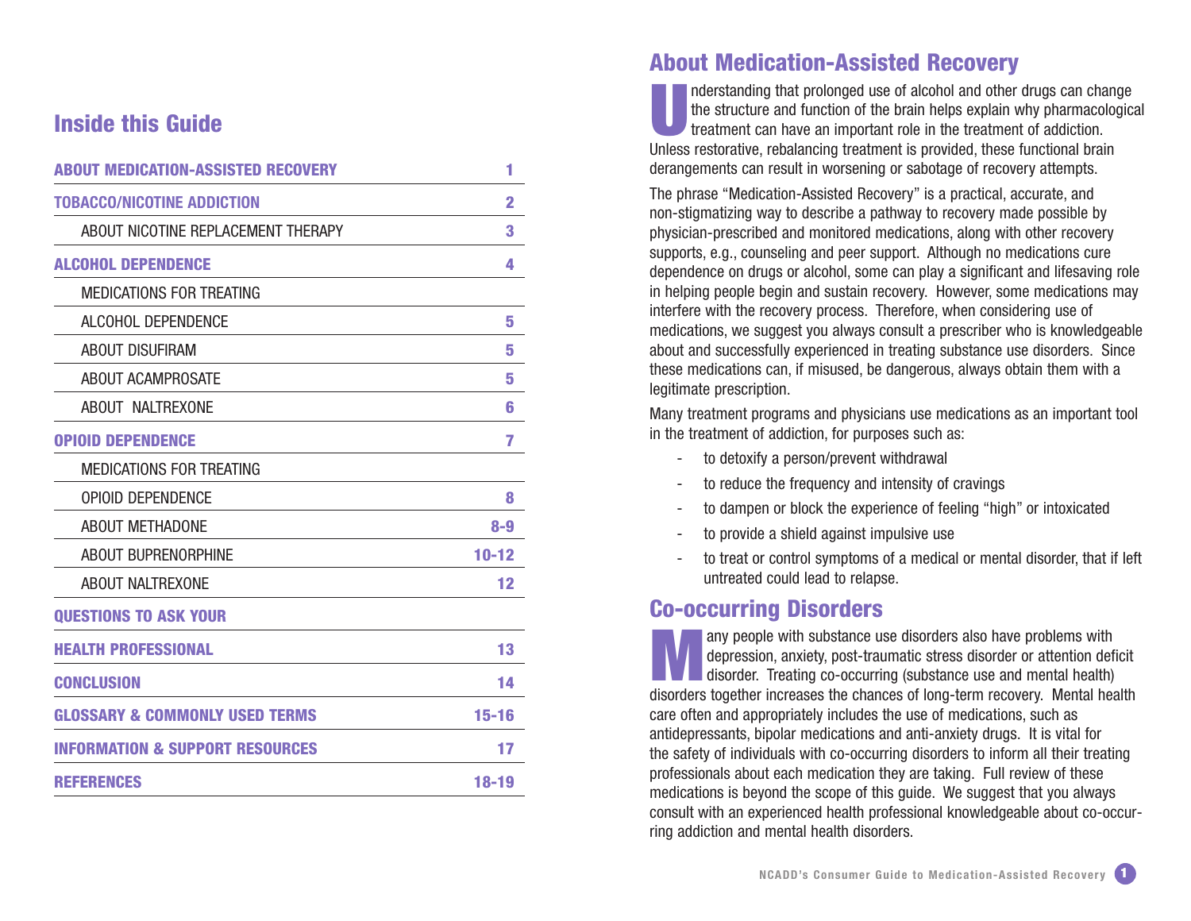## Inside this Guide

| | |
|---|---|
| **ABOUT MEDICATION-ASSISTED RECOVERY** | **1** |
| **TOBACCO/NICOTINE ADDICTION** | **2** |
| ABOUT NICOTINE REPLACEMENT THERAPY | 3 |
| **ALCOHOL DEPENDENCE** | **4** |
| MEDICATIONS FOR TREATING | |
| ALCOHOL DEPENDENCE | 5 |
| ABOUT DISUFIRAM | 5 |
| ABOUT ACAMPROSATE | 5 |
| ABOUT NALTREXONE | 6 |
| **OPIOID DEPENDENCE** | **7** |
| MEDICATIONS FOR TREATING | |
| OPIOID DEPENDENCE | 8 |
| ABOUT METHADONE | 8-9 |
| ABOUT BUPRENORPHINE | 10-12 |
| ABOUT NALTREXONE | 12 |
| **QUESTIONS TO ASK YOUR** | |
| **HEALTH PROFESSIONAL** | **13** |
| **CONCLUSION** | **14** |
| **GLOSSARY & COMMONLY USED TERMS** | **15-16** |
| **INFORMATION & SUPPORT RESOURCES** | **17** |
| **REFERENCES** | **18-19** |

## About Medication-Assisted Recovery

Understanding that prolonged use of alcohol and other drugs can change the structure and function of the brain helps explain why pharmacological treatment can have an important role in the treatment of addiction. Unless restorative, rebalancing treatment is provided, these functional brain derangements can result in worsening or sabotage of recovery attempts.

The phrase "Medication-Assisted Recovery" is a practical, accurate, and non-stigmatizing way to describe a pathway to recovery made possible by physician-prescribed and monitored medications, along with other recovery supports, e.g., counseling and peer support. Although no medications cure dependence on drugs or alcohol, some can play a significant and lifesaving role in helping people begin and sustain recovery. However, some medications may interfere with the recovery process. Therefore, when considering use of medications, we suggest you always consult a prescriber who is knowledgeable about and successfully experienced in treating substance use disorders. Since these medications can, if misused, be dangerous, always obtain them with a legitimate prescription.

Many treatment programs and physicians use medications as an important tool in the treatment of addiction, for purposes such as:

- to detoxify a person/prevent withdrawal
- to reduce the frequency and intensity of cravings
- to dampen or block the experience of feeling "high" or intoxicated
- to provide a shield against impulsive use
- to treat or control symptoms of a medical or mental disorder, that if left untreated could lead to relapse.

## Co-occurring Disorders

Many people with substance use disorders also have problems with depression, anxiety, post-traumatic stress disorder or attention deficit disorder. Treating co-occurring (substance use and mental health) disorders together increases the chances of long-term recovery. Mental health care often and appropriately includes the use of medications, such as antidepressants, bipolar medications and anti-anxiety drugs. It is vital for the safety of individuals with co-occurring disorders to inform all their treating professionals about each medication they are taking. Full review of these medications is beyond the scope of this guide. We suggest that you always consult with an experienced health professional knowledgeable about co-occurring addiction and mental health disorders.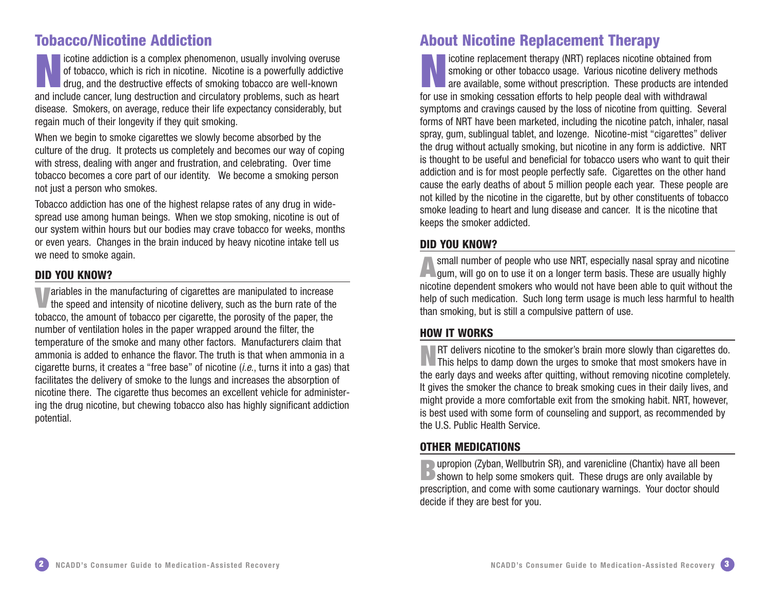## Tobacco/Nicotine Addiction

Nicotine addiction is a complex phenomenon, usually involving overuse of tobacco, which is rich in nicotine. Nicotine is a powerfully addictive drug, and the destructive effects of smoking tobacco are well-known and include cancer, lung destruction and circulatory problems, such as heart disease. Smokers, on average, reduce their life expectancy considerably, but regain much of their longevity if they quit smoking.

When we begin to smoke cigarettes we slowly become absorbed by the culture of the drug. It protects us completely and becomes our way of coping with stress, dealing with anger and frustration, and celebrating. Over time tobacco becomes a core part of our identity. We become a smoking person not just a person who smokes.

Tobacco addiction has one of the highest relapse rates of any drug in widespread use among human beings. When we stop smoking, nicotine is out of our system within hours but our bodies may crave tobacco for weeks, months or even years. Changes in the brain induced by heavy nicotine intake tell us we need to smoke again.

### DID YOU KNOW?

Variables in the manufacturing of cigarettes are manipulated to increase the speed and intensity of nicotine delivery, such as the burn rate of the tobacco, the amount of tobacco per cigarette, the porosity of the paper, the number of ventilation holes in the paper wrapped around the filter, the temperature of the smoke and many other factors. Manufacturers claim that ammonia is added to enhance the flavor. The truth is that when ammonia in a cigarette burns, it creates a "free base" of nicotine (*i.e.*, turns it into a gas) that facilitates the delivery of smoke to the lungs and increases the absorption of nicotine there. The cigarette thus becomes an excellent vehicle for administering the drug nicotine, but chewing tobacco also has highly significant addiction potential.

## About Nicotine Replacement Therapy

Nicotine replacement therapy (NRT) replaces nicotine obtained from smoking or other tobacco usage. Various nicotine delivery methods are available, some without prescription. These products are intended for use in smoking cessation efforts to help people deal with withdrawal symptoms and cravings caused by the loss of nicotine from quitting. Several forms of NRT have been marketed, including the nicotine patch, inhaler, nasal spray, gum, sublingual tablet, and lozenge. Nicotine-mist "cigarettes" deliver the drug without actually smoking, but nicotine in any form is addictive. NRT is thought to be useful and beneficial for tobacco users who want to quit their addiction and is for most people perfectly safe. Cigarettes on the other hand cause the early deaths of about 5 million people each year. These people are not killed by the nicotine in the cigarette, but by other constituents of tobacco smoke leading to heart and lung disease and cancer. It is the nicotine that keeps the smoker addicted.

### DID YOU KNOW?

A small number of people who use NRT, especially nasal spray and nicotine gum, will go on to use it on a longer term basis. These are usually highly nicotine dependent smokers who would not have been able to quit without the help of such medication. Such long term usage is much less harmful to health than smoking, but is still a compulsive pattern of use.

### HOW IT WORKS

NRT delivers nicotine to the smoker's brain more slowly than cigarettes do. This helps to damp down the urges to smoke that most smokers have in the early days and weeks after quitting, without removing nicotine completely. It gives the smoker the chance to break smoking cues in their daily lives, and might provide a more comfortable exit from the smoking habit. NRT, however, is best used with some form of counseling and support, as recommended by the U.S. Public Health Service.

### OTHER MEDICATIONS

Bupropion (Zyban, Wellbutrin SR), and varenicline (Chantix) have all been shown to help some smokers quit. These drugs are only available by prescription, and come with some cautionary warnings. Your doctor should decide if they are best for you.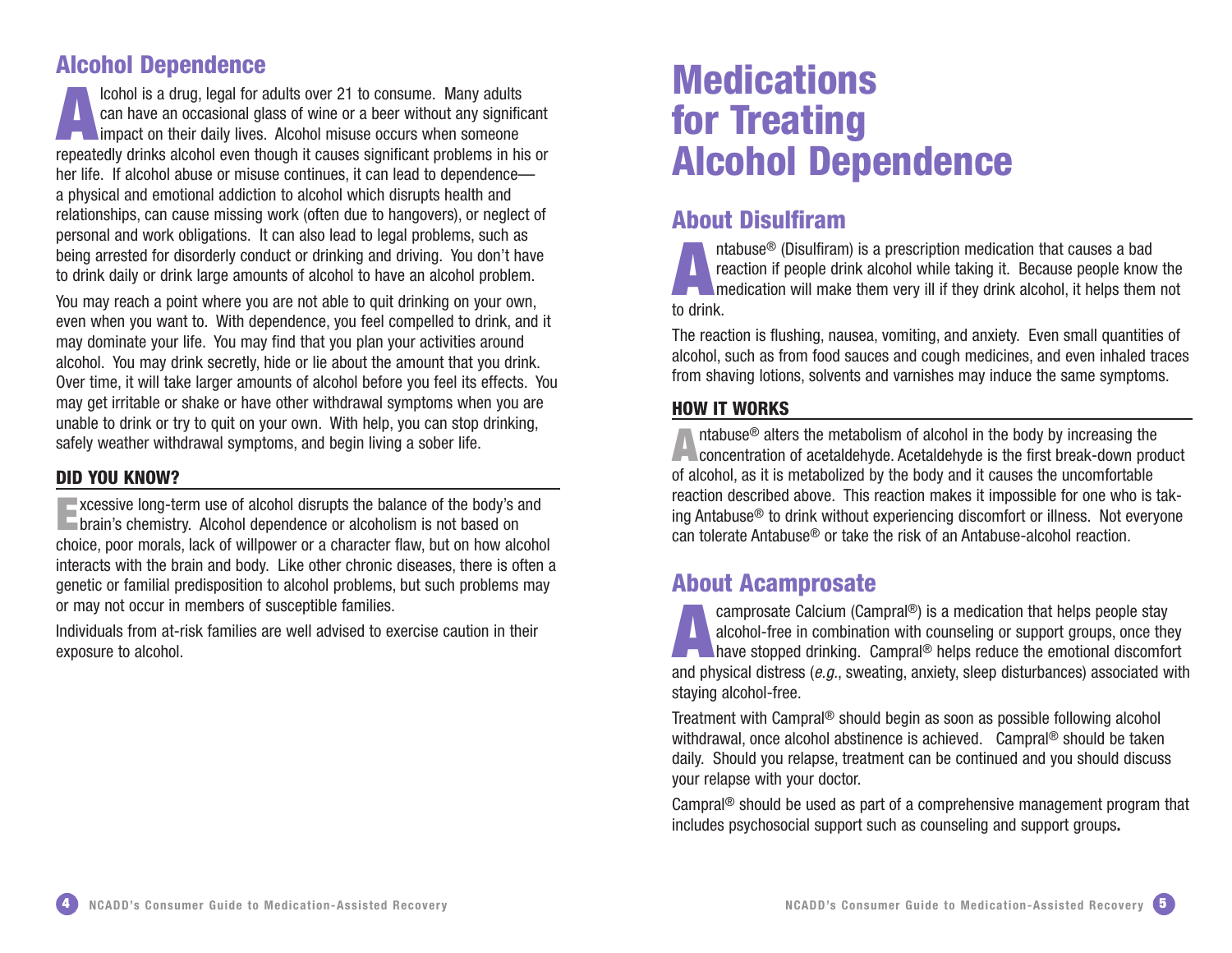## Alcohol Dependence

Alcohol is a drug, legal for adults over 21 to consume. Many adults can have an occasional glass of wine or a beer without any significant impact on their daily lives. Alcohol misuse occurs when someone repeatedly drinks alcohol even though it causes significant problems in his or her life. If alcohol abuse or misuse continues, it can lead to dependence—a physical and emotional addiction to alcohol which disrupts health and relationships, can cause missing work (often due to hangovers), or neglect of personal and work obligations. It can also lead to legal problems, such as being arrested for disorderly conduct or drinking and driving. You don't have to drink daily or drink large amounts of alcohol to have an alcohol problem.

You may reach a point where you are not able to quit drinking on your own, even when you want to. With dependence, you feel compelled to drink, and it may dominate your life. You may find that you plan your activities around alcohol. You may drink secretly, hide or lie about the amount that you drink. Over time, it will take larger amounts of alcohol before you feel its effects. You may get irritable or shake or have other withdrawal symptoms when you are unable to drink or try to quit on your own. With help, you can stop drinking, safely weather withdrawal symptoms, and begin living a sober life.

### DID YOU KNOW?

Excessive long-term use of alcohol disrupts the balance of the body's and brain's chemistry. Alcohol dependence or alcoholism is not based on choice, poor morals, lack of willpower or a character flaw, but on how alcohol interacts with the brain and body. Like other chronic diseases, there is often a genetic or familial predisposition to alcohol problems, but such problems may or may not occur in members of susceptible families.

Individuals from at-risk families are well advised to exercise caution in their exposure to alcohol.

# Medications for Treating Alcohol Dependence

## About Disulfiram

Antabuse® (Disulfiram) is a prescription medication that causes a bad reaction if people drink alcohol while taking it. Because people know the medication will make them very ill if they drink alcohol, it helps them not to drink.

The reaction is flushing, nausea, vomiting, and anxiety. Even small quantities of alcohol, such as from food sauces and cough medicines, and even inhaled traces from shaving lotions, solvents and varnishes may induce the same symptoms.

### HOW IT WORKS

Antabuse® alters the metabolism of alcohol in the body by increasing the concentration of acetaldehyde. Acetaldehyde is the first break-down product of alcohol, as it is metabolized by the body and it causes the uncomfortable reaction described above. This reaction makes it impossible for one who is taking Antabuse® to drink without experiencing discomfort or illness. Not everyone can tolerate Antabuse® or take the risk of an Antabuse-alcohol reaction.

## About Acamprosate

Acamprosate Calcium (Campral®) is a medication that helps people stay alcohol-free in combination with counseling or support groups, once they have stopped drinking. Campral® helps reduce the emotional discomfort and physical distress (*e.g.*, sweating, anxiety, sleep disturbances) associated with staying alcohol-free.

Treatment with Campral® should begin as soon as possible following alcohol withdrawal, once alcohol abstinence is achieved. Campral® should be taken daily. Should you relapse, treatment can be continued and you should discuss your relapse with your doctor.

Campral® should be used as part of a comprehensive management program that includes psychosocial support such as counseling and support groups.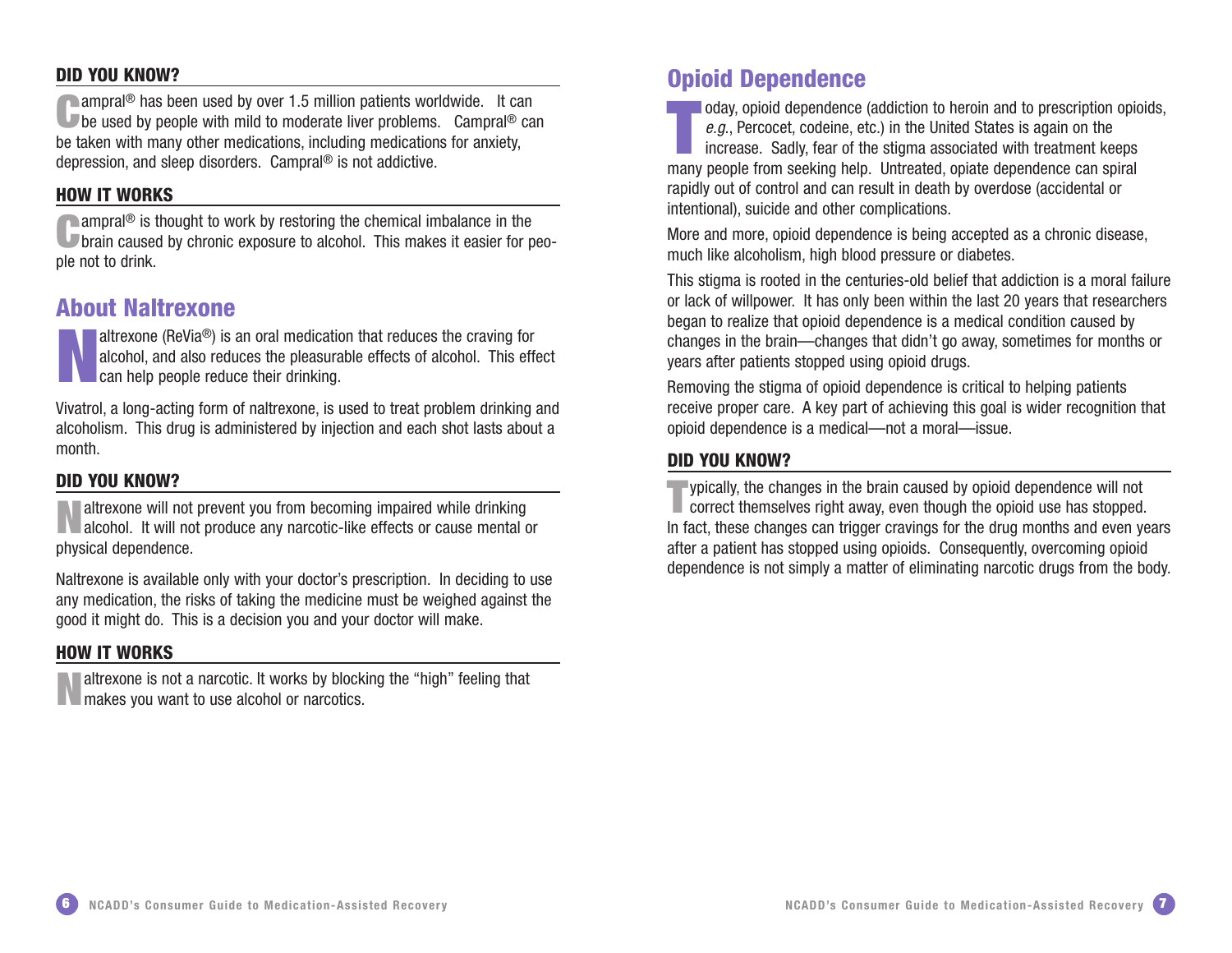### DID YOU KNOW?

Campral® has been used by over 1.5 million patients worldwide. It can be used by people with mild to moderate liver problems. Campral® can be taken with many other medications, including medications for anxiety, depression, and sleep disorders. Campral® is not addictive.

### HOW IT WORKS

Campral® is thought to work by restoring the chemical imbalance in the brain caused by chronic exposure to alcohol. This makes it easier for people not to drink.

## About Naltrexone

Naltrexone (ReVia®) is an oral medication that reduces the craving for alcohol, and also reduces the pleasurable effects of alcohol. This effect can help people reduce their drinking.

Vivatrol, a long-acting form of naltrexone, is used to treat problem drinking and alcoholism. This drug is administered by injection and each shot lasts about a month.

### DID YOU KNOW?

Naltrexone will not prevent you from becoming impaired while drinking alcohol. It will not produce any narcotic-like effects or cause mental or physical dependence.

Naltrexone is available only with your doctor's prescription. In deciding to use any medication, the risks of taking the medicine must be weighed against the good it might do. This is a decision you and your doctor will make.

### HOW IT WORKS

Naltrexone is not a narcotic. It works by blocking the "high" feeling that makes you want to use alcohol or narcotics.

## Opioid Dependence

Today, opioid dependence (addiction to heroin and to prescription opioids, *e.g.*, Percocet, codeine, etc.) in the United States is again on the increase. Sadly, fear of the stigma associated with treatment keeps many people from seeking help. Untreated, opiate dependence can spiral rapidly out of control and can result in death by overdose (accidental or intentional), suicide and other complications.

More and more, opioid dependence is being accepted as a chronic disease, much like alcoholism, high blood pressure or diabetes.

This stigma is rooted in the centuries-old belief that addiction is a moral failure or lack of willpower. It has only been within the last 20 years that researchers began to realize that opioid dependence is a medical condition caused by changes in the brain—changes that didn't go away, sometimes for months or years after patients stopped using opioid drugs.

Removing the stigma of opioid dependence is critical to helping patients receive proper care. A key part of achieving this goal is wider recognition that opioid dependence is a medical—not a moral—issue.

### DID YOU KNOW?

Typically, the changes in the brain caused by opioid dependence will not correct themselves right away, even though the opioid use has stopped. In fact, these changes can trigger cravings for the drug months and even years after a patient has stopped using opioids. Consequently, overcoming opioid dependence is not simply a matter of eliminating narcotic drugs from the body.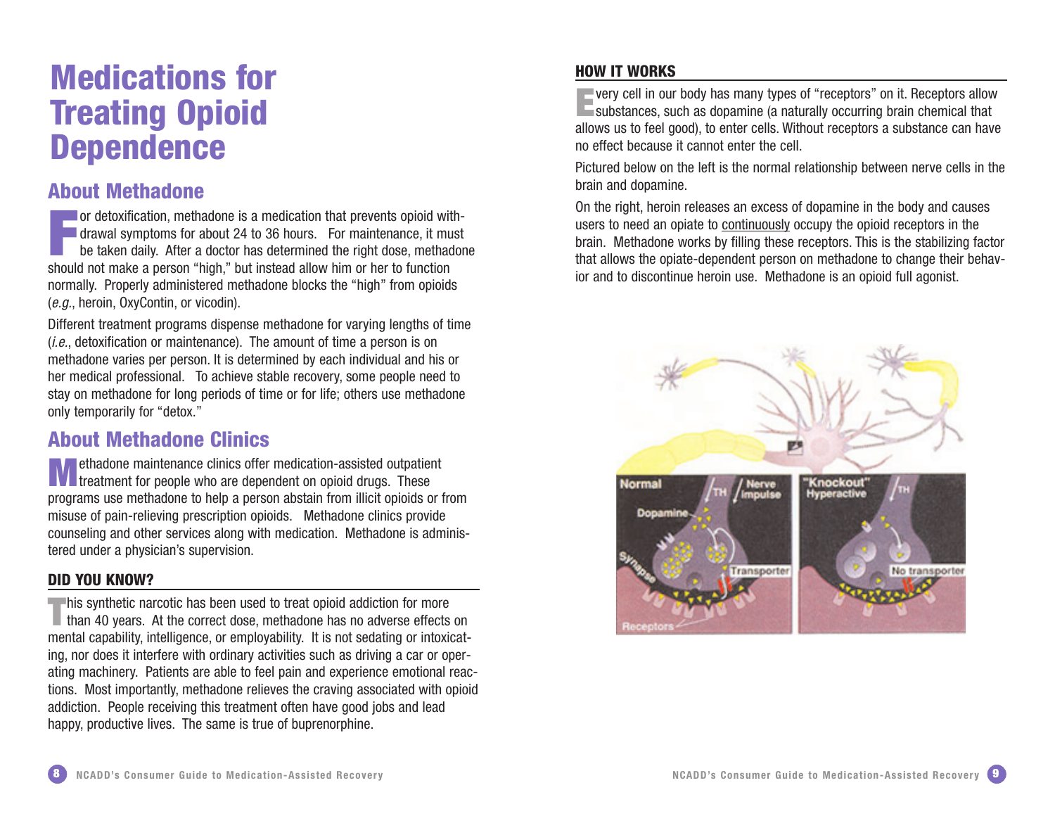# Medications for Treating Opioid Dependence

## About Methadone

For detoxification, methadone is a medication that prevents opioid withdrawal symptoms for about 24 to 36 hours. For maintenance, it must be taken daily. After a doctor has determined the right dose, methadone should not make a person "high," but instead allow him or her to function normally. Properly administered methadone blocks the "high" from opioids (*e.g.*, heroin, OxyContin, or vicodin).

Different treatment programs dispense methadone for varying lengths of time (*i.e.*, detoxification or maintenance). The amount of time a person is on methadone varies per person. It is determined by each individual and his or her medical professional. To achieve stable recovery, some people need to stay on methadone for long periods of time or for life; others use methadone only temporarily for "detox."

## About Methadone Clinics

Methadone maintenance clinics offer medication-assisted outpatient treatment for people who are dependent on opioid drugs. These programs use methadone to help a person abstain from illicit opioids or from misuse of pain-relieving prescription opioids. Methadone clinics provide counseling and other services along with medication. Methadone is administered under a physician's supervision.

### DID YOU KNOW?

This synthetic narcotic has been used to treat opioid addiction for more than 40 years. At the correct dose, methadone has no adverse effects on mental capability, intelligence, or employability. It is not sedating or intoxicating, nor does it interfere with ordinary activities such as driving a car or operating machinery. Patients are able to feel pain and experience emotional reactions. Most importantly, methadone relieves the craving associated with opioid addiction. People receiving this treatment often have good jobs and lead happy, productive lives. The same is true of buprenorphine.

### HOW IT WORKS

Every cell in our body has many types of "receptors" on it. Receptors allow substances, such as dopamine (a naturally occurring brain chemical that allows us to feel good), to enter cells. Without receptors a substance can have no effect because it cannot enter the cell.

Pictured below on the left is the normal relationship between nerve cells in the brain and dopamine.

On the right, heroin releases an excess of dopamine in the body and causes users to need an opiate to <u>continuously</u> occupy the opioid receptors in the brain. Methadone works by filling these receptors. This is the stabilizing factor that allows the opiate-dependent person on methadone to change their behavior and to discontinue heroin use. Methadone is an opioid full agonist.

Normal
TH
Nerve impulse
Dopamine
Synapse
Transporter
Receptors
"Knockout" Hyperactive
TH
No transporter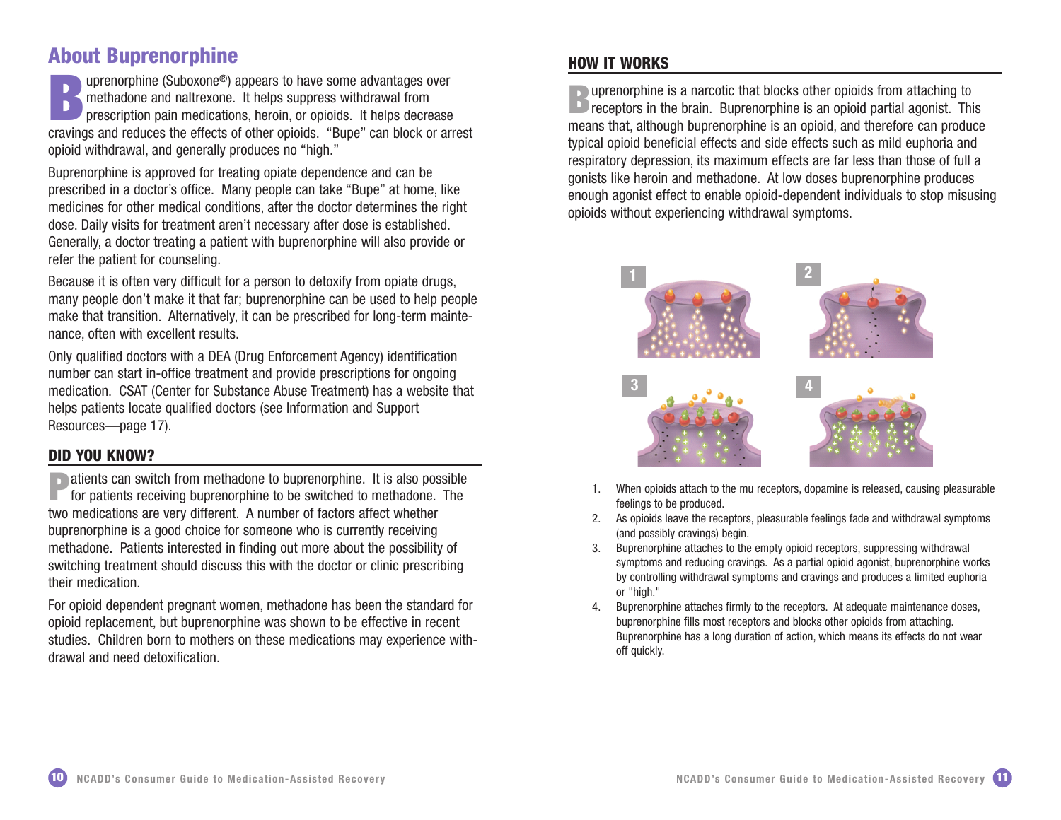## About Buprenorphine

Buprenorphine (Suboxone®) appears to have some advantages over methadone and naltrexone. It helps suppress withdrawal from prescription pain medications, heroin, or opioids. It helps decrease cravings and reduces the effects of other opioids. "Bupe" can block or arrest opioid withdrawal, and generally produces no "high."

Buprenorphine is approved for treating opiate dependence and can be prescribed in a doctor's office. Many people can take "Bupe" at home, like medicines for other medical conditions, after the doctor determines the right dose. Daily visits for treatment aren't necessary after dose is established. Generally, a doctor treating a patient with buprenorphine will also provide or refer the patient for counseling.

Because it is often very difficult for a person to detoxify from opiate drugs, many people don't make it that far; buprenorphine can be used to help people make that transition. Alternatively, it can be prescribed for long-term maintenance, often with excellent results.

Only qualified doctors with a DEA (Drug Enforcement Agency) identification number can start in-office treatment and provide prescriptions for ongoing medication. CSAT (Center for Substance Abuse Treatment) has a website that helps patients locate qualified doctors (see Information and Support Resources—page 17).

### DID YOU KNOW?

Patients can switch from methadone to buprenorphine. It is also possible for patients receiving buprenorphine to be switched to methadone. The two medications are very different. A number of factors affect whether buprenorphine is a good choice for someone who is currently receiving methadone. Patients interested in finding out more about the possibility of switching treatment should discuss this with the doctor or clinic prescribing their medication.

For opioid dependent pregnant women, methadone has been the standard for opioid replacement, but buprenorphine was shown to be effective in recent studies. Children born to mothers on these medications may experience withdrawal and need detoxification.

### HOW IT WORKS

Buprenorphine is a narcotic that blocks other opioids from attaching to receptors in the brain. Buprenorphine is an opioid partial agonist. This means that, although buprenorphine is an opioid, and therefore can produce typical opioid beneficial effects and side effects such as mild euphoria and respiratory depression, its maximum effects are far less than those of full a gonists like heroin and methadone. At low doses buprenorphine produces enough agonist effect to enable opioid-dependent individuals to stop misusing opioids without experiencing withdrawal symptoms.

1 2 3 4

1. When opioids attach to the mu receptors, dopamine is released, causing pleasurable feelings to be produced.
2. As opioids leave the receptors, pleasurable feelings fade and withdrawal symptoms (and possibly cravings) begin.
3. Buprenorphine attaches to the empty opioid receptors, suppressing withdrawal symptoms and reducing cravings. As a partial opioid agonist, buprenorphine works by controlling withdrawal symptoms and cravings and produces a limited euphoria or "high."
4. Buprenorphine attaches firmly to the receptors. At adequate maintenance doses, buprenorphine fills most receptors and blocks other opioids from attaching. Buprenorphine has a long duration of action, which means its effects do not wear off quickly.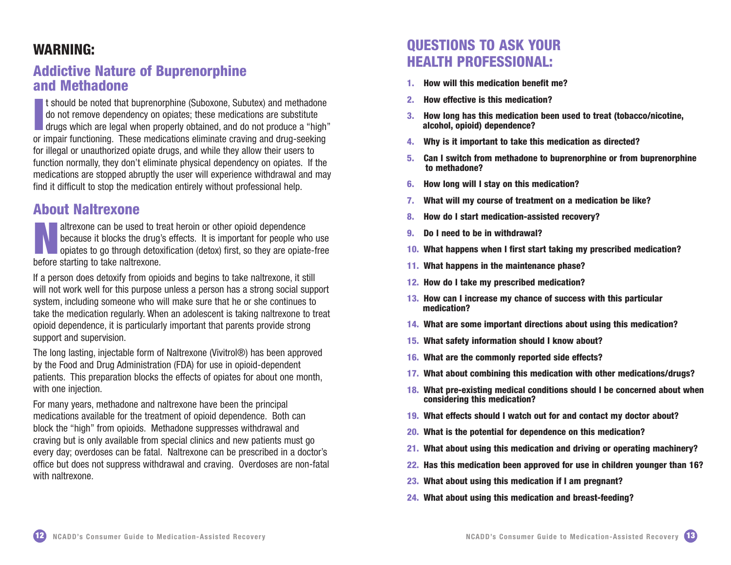## WARNING:

### Addictive Nature of Buprenorphine and Methadone

It should be noted that buprenorphine (Suboxone, Subutex) and methadone do not remove dependency on opiates; these medications are substitute drugs which are legal when properly obtained, and do not produce a "high" or impair functioning. These medications eliminate craving and drug-seeking for illegal or unauthorized opiate drugs, and while they allow their users to function normally, they don't eliminate physical dependency on opiates. If the medications are stopped abruptly the user will experience withdrawal and may find it difficult to stop the medication entirely without professional help.

### About Naltrexone

Naltrexone can be used to treat heroin or other opioid dependence because it blocks the drug's effects. It is important for people who use opiates to go through detoxification (detox) first, so they are opiate-free before starting to take naltrexone.

If a person does detoxify from opioids and begins to take naltrexone, it still will not work well for this purpose unless a person has a strong social support system, including someone who will make sure that he or she continues to take the medication regularly. When an adolescent is taking naltrexone to treat opioid dependence, it is particularly important that parents provide strong support and supervision.

The long lasting, injectable form of Naltrexone (Vivitrol®) has been approved by the Food and Drug Administration (FDA) for use in opioid-dependent patients. This preparation blocks the effects of opiates for about one month, with one injection.

For many years, methadone and naltrexone have been the principal medications available for the treatment of opioid dependence. Both can block the "high" from opioids. Methadone suppresses withdrawal and craving but is only available from special clinics and new patients must go every day; overdoses can be fatal. Naltrexone can be prescribed in a doctor's office but does not suppress withdrawal and craving. Overdoses are non-fatal with naltrexone.

## QUESTIONS TO ASK YOUR HEALTH PROFESSIONAL:

1. **How will this medication benefit me?**
2. **How effective is this medication?**
3. **How long has this medication been used to treat (tobacco/nicotine, alcohol, opioid) dependence?**
4. **Why is it important to take this medication as directed?**
5. **Can I switch from methadone to buprenorphine or from buprenorphine to methadone?**
6. **How long will I stay on this medication?**
7. **What will my course of treatment on a medication be like?**
8. **How do I start medication-assisted recovery?**
9. **Do I need to be in withdrawal?**
10. **What happens when I first start taking my prescribed medication?**
11. **What happens in the maintenance phase?**
12. **How do I take my prescribed medication?**
13. **How can I increase my chance of success with this particular medication?**
14. **What are some important directions about using this medication?**
15. **What safety information should I know about?**
16. **What are the commonly reported side effects?**
17. **What about combining this medication with other medications/drugs?**
18. **What pre-existing medical conditions should I be concerned about when considering this medication?**
19. **What effects should I watch out for and contact my doctor about?**
20. **What is the potential for dependence on this medication?**
21. **What about using this medication and driving or operating machinery?**
22. **Has this medication been approved for use in children younger than 16?**
23. **What about using this medication if I am pregnant?**
24. **What about using this medication and breast-feeding?**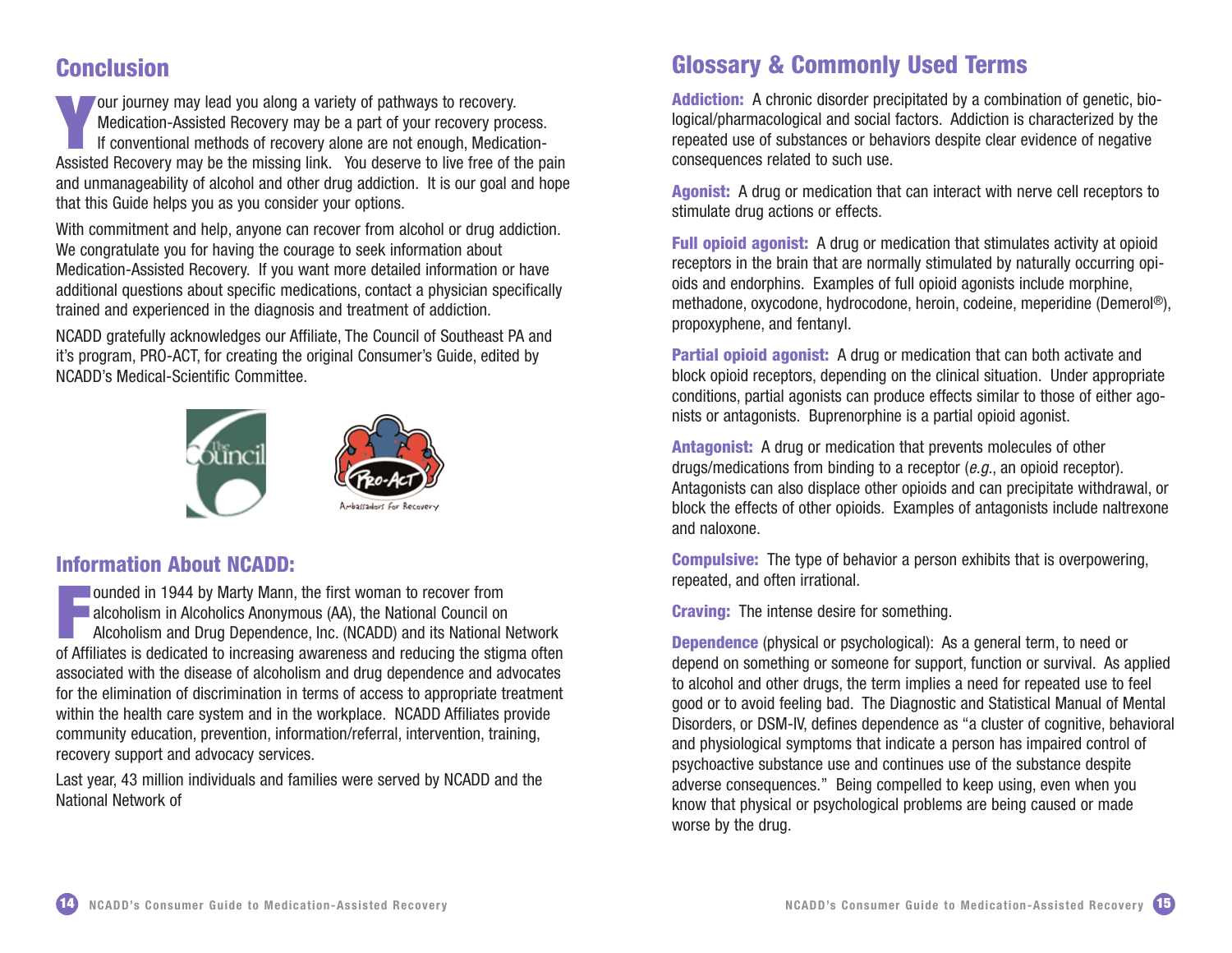## Conclusion

Your journey may lead you along a variety of pathways to recovery. Medication-Assisted Recovery may be a part of your recovery process. If conventional methods of recovery alone are not enough, Medication-Assisted Recovery may be the missing link. You deserve to live free of the pain and unmanageability of alcohol and other drug addiction. It is our goal and hope that this Guide helps you as you consider your options.

With commitment and help, anyone can recover from alcohol or drug addiction. We congratulate you for having the courage to seek information about Medication-Assisted Recovery. If you want more detailed information or have additional questions about specific medications, contact a physician specifically trained and experienced in the diagnosis and treatment of addiction.

NCADD gratefully acknowledges our Affiliate, The Council of Southeast PA and it's program, PRO-ACT, for creating the original Consumer's Guide, edited by NCADD's Medical-Scientific Committee.

## Information About NCADD:

Founded in 1944 by Marty Mann, the first woman to recover from alcoholism in Alcoholics Anonymous (AA), the National Council on Alcoholism and Drug Dependence, Inc. (NCADD) and its National Network of Affiliates is dedicated to increasing awareness and reducing the stigma often associated with the disease of alcoholism and drug dependence and advocates for the elimination of discrimination in terms of access to appropriate treatment within the health care system and in the workplace. NCADD Affiliates provide community education, prevention, information/referral, intervention, training, recovery support and advocacy services.

Last year, 43 million individuals and families were served by NCADD and the National Network of

## Glossary & Commonly Used Terms

**Addiction:** A chronic disorder precipitated by a combination of genetic, biological/pharmacological and social factors. Addiction is characterized by the repeated use of substances or behaviors despite clear evidence of negative consequences related to such use.

**Agonist:** A drug or medication that can interact with nerve cell receptors to stimulate drug actions or effects.

**Full opioid agonist:** A drug or medication that stimulates activity at opioid receptors in the brain that are normally stimulated by naturally occurring opioids and endorphins. Examples of full opioid agonists include morphine, methadone, oxycodone, hydrocodone, heroin, codeine, meperidine (Demerol®), propoxyphene, and fentanyl.

**Partial opioid agonist:** A drug or medication that can both activate and block opioid receptors, depending on the clinical situation. Under appropriate conditions, partial agonists can produce effects similar to those of either agonists or antagonists. Buprenorphine is a partial opioid agonist.

**Antagonist:** A drug or medication that prevents molecules of other drugs/medications from binding to a receptor (*e.g.*, an opioid receptor). Antagonists can also displace other opioids and can precipitate withdrawal, or block the effects of other opioids. Examples of antagonists include naltrexone and naloxone.

**Compulsive:** The type of behavior a person exhibits that is overpowering, repeated, and often irrational.

**Craving:** The intense desire for something.

**Dependence** (physical or psychological): As a general term, to need or depend on something or someone for support, function or survival. As applied to alcohol and other drugs, the term implies a need for repeated use to feel good or to avoid feeling bad. The Diagnostic and Statistical Manual of Mental Disorders, or DSM-IV, defines dependence as "a cluster of cognitive, behavioral and physiological symptoms that indicate a person has impaired control of psychoactive substance use and continues use of the substance despite adverse consequences." Being compelled to keep using, even when you know that physical or psychological problems are being caused or made worse by the drug.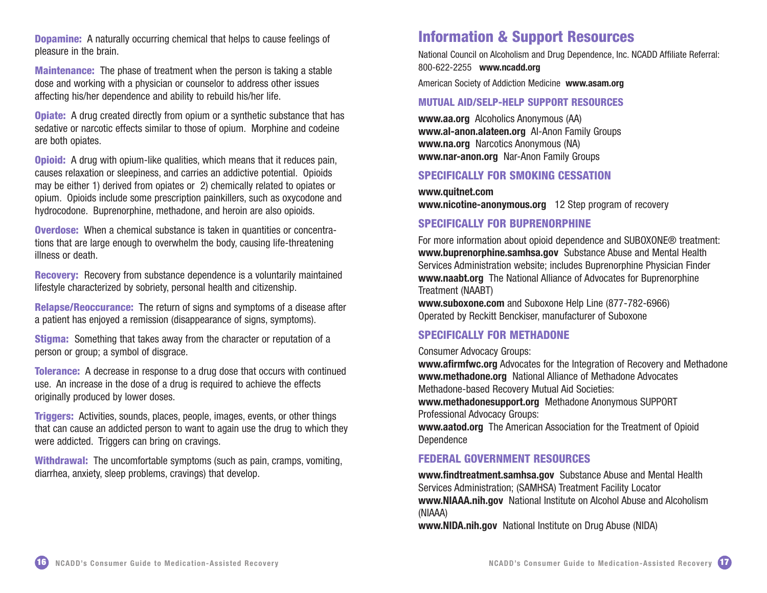**Dopamine:** A naturally occurring chemical that helps to cause feelings of pleasure in the brain.

**Maintenance:** The phase of treatment when the person is taking a stable dose and working with a physician or counselor to address other issues affecting his/her dependence and ability to rebuild his/her life.

**Opiate:** A drug created directly from opium or a synthetic substance that has sedative or narcotic effects similar to those of opium. Morphine and codeine are both opiates.

**Opioid:** A drug with opium-like qualities, which means that it reduces pain, causes relaxation or sleepiness, and carries an addictive potential. Opioids may be either 1) derived from opiates or 2) chemically related to opiates or opium. Opioids include some prescription painkillers, such as oxycodone and hydrocodone. Buprenorphine, methadone, and heroin are also opioids.

**Overdose:** When a chemical substance is taken in quantities or concentrations that are large enough to overwhelm the body, causing life-threatening illness or death.

**Recovery:** Recovery from substance dependence is a voluntarily maintained lifestyle characterized by sobriety, personal health and citizenship.

**Relapse/Reoccurance:** The return of signs and symptoms of a disease after a patient has enjoyed a remission (disappearance of signs, symptoms).

**Stigma:** Something that takes away from the character or reputation of a person or group; a symbol of disgrace.

**Tolerance:** A decrease in response to a drug dose that occurs with continued use. An increase in the dose of a drug is required to achieve the effects originally produced by lower doses.

**Triggers:** Activities, sounds, places, people, images, events, or other things that can cause an addicted person to want to again use the drug to which they were addicted. Triggers can bring on cravings.

**Withdrawal:** The uncomfortable symptoms (such as pain, cramps, vomiting, diarrhea, anxiety, sleep problems, cravings) that develop.

# Information & Support Resources

National Council on Alcoholism and Drug Dependence, Inc. NCADD Affiliate Referral: 800-622-2255 **www.ncadd.org**

American Society of Addiction Medicine **www.asam.org**

## MUTUAL AID/SELP-HELP SUPPORT RESOURCES

**www.aa.org** Alcoholics Anonymous (AA)
**www.al-anon.alateen.org** Al-Anon Family Groups
**www.na.org** Narcotics Anonymous (NA)
**www.nar-anon.org** Nar-Anon Family Groups

## SPECIFICALLY FOR SMOKING CESSATION

**www.quitnet.com**
**www.nicotine-anonymous.org** 12 Step program of recovery

## SPECIFICALLY FOR BUPRENORPHINE

For more information about opioid dependence and SUBOXONE® treatment:
**www.buprenorphine.samhsa.gov** Substance Abuse and Mental Health Services Administration website; includes Buprenorphine Physician Finder
**www.naabt.org** The National Alliance of Advocates for Buprenorphine Treatment (NAABT)
**www.suboxone.com** and Suboxone Help Line (877-782-6966)
Operated by Reckitt Benckiser, manufacturer of Suboxone

## SPECIFICALLY FOR METHADONE

Consumer Advocacy Groups:
**www.afirmfwc.org** Advocates for the Integration of Recovery and Methadone
**www.methadone.org** National Alliance of Methadone Advocates
Methadone-based Recovery Mutual Aid Societies:
**www.methadonesupport.org** Methadone Anonymous SUPPORT
Professional Advocacy Groups:
**www.aatod.org** The American Association for the Treatment of Opioid Dependence

## FEDERAL GOVERNMENT RESOURCES

**www.findtreatment.samhsa.gov** Substance Abuse and Mental Health Services Administration; (SAMHSA) Treatment Facility Locator
**www.NIAAA.nih.gov** National Institute on Alcohol Abuse and Alcoholism (NIAAA)
**www.NIDA.nih.gov** National Institute on Drug Abuse (NIDA)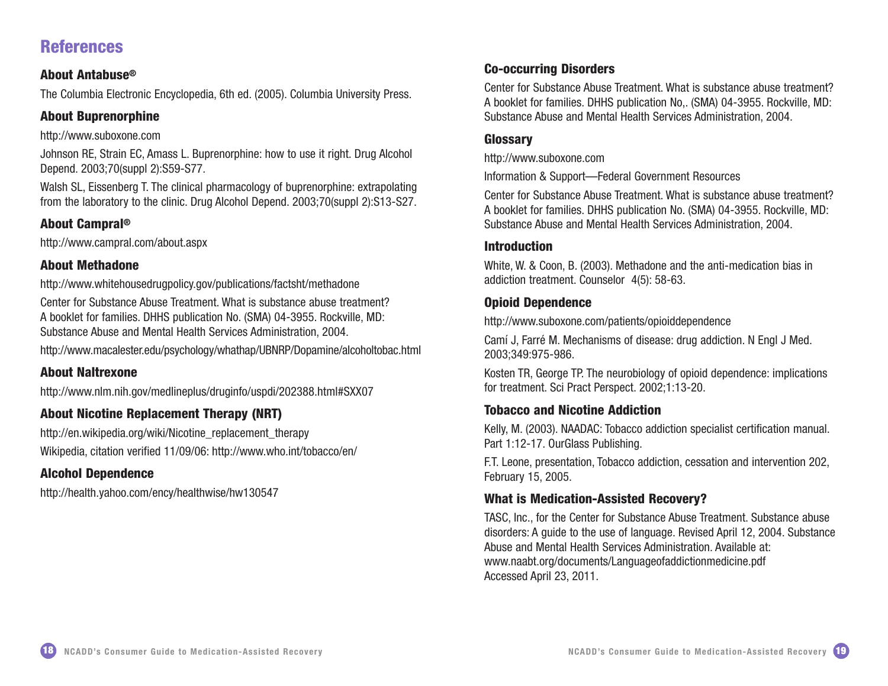# References

### About Antabuse®

The Columbia Electronic Encyclopedia, 6th ed. (2005). Columbia University Press.

### About Buprenorphine

http://www.suboxone.com

Johnson RE, Strain EC, Amass L. Buprenorphine: how to use it right. Drug Alcohol Depend. 2003;70(suppl 2):S59-S77.

Walsh SL, Eissenberg T. The clinical pharmacology of buprenorphine: extrapolating from the laboratory to the clinic. Drug Alcohol Depend. 2003;70(suppl 2):S13-S27.

### About Campral®

http://www.campral.com/about.aspx

### About Methadone

http://www.whitehousedrugpolicy.gov/publications/factsht/methadone

Center for Substance Abuse Treatment. What is substance abuse treatment? A booklet for families. DHHS publication No. (SMA) 04-3955. Rockville, MD: Substance Abuse and Mental Health Services Administration, 2004.

http://www.macalester.edu/psychology/whathap/UBNRP/Dopamine/alcoholtobac.html

### About Naltrexone

http://www.nlm.nih.gov/medlineplus/druginfo/uspdi/202388.html#SXX07

### About Nicotine Replacement Therapy (NRT)

http://en.wikipedia.org/wiki/Nicotine_replacement_therapy

Wikipedia, citation verified 11/09/06: http://www.who.int/tobacco/en/

### Alcohol Dependence

http://health.yahoo.com/ency/healthwise/hw130547

### Co-occurring Disorders

Center for Substance Abuse Treatment. What is substance abuse treatment? A booklet for families. DHHS publication No,. (SMA) 04-3955. Rockville, MD: Substance Abuse and Mental Health Services Administration, 2004.

### Glossary

http://www.suboxone.com

Information & Support—Federal Government Resources

Center for Substance Abuse Treatment. What is substance abuse treatment? A booklet for families. DHHS publication No. (SMA) 04-3955. Rockville, MD: Substance Abuse and Mental Health Services Administration, 2004.

### Introduction

White, W. & Coon, B. (2003). Methadone and the anti-medication bias in addiction treatment. Counselor 4(5): 58-63.

### Opioid Dependence

http://www.suboxone.com/patients/opioiddependence

Camí J, Farré M. Mechanisms of disease: drug addiction. N Engl J Med. 2003;349:975-986.

Kosten TR, George TP. The neurobiology of opioid dependence: implications for treatment. Sci Pract Perspect. 2002;1:13-20.

### Tobacco and Nicotine Addiction

Kelly, M. (2003). NAADAC: Tobacco addiction specialist certification manual. Part 1:12-17. OurGlass Publishing.

F.T. Leone, presentation, Tobacco addiction, cessation and intervention 202, February 15, 2005.

### What is Medication-Assisted Recovery?

TASC, Inc., for the Center for Substance Abuse Treatment. Substance abuse disorders: A guide to the use of language. Revised April 12, 2004. Substance Abuse and Mental Health Services Administration. Available at: www.naabt.org/documents/Languageofaddictionmedicine.pdf
Accessed April 23, 2011.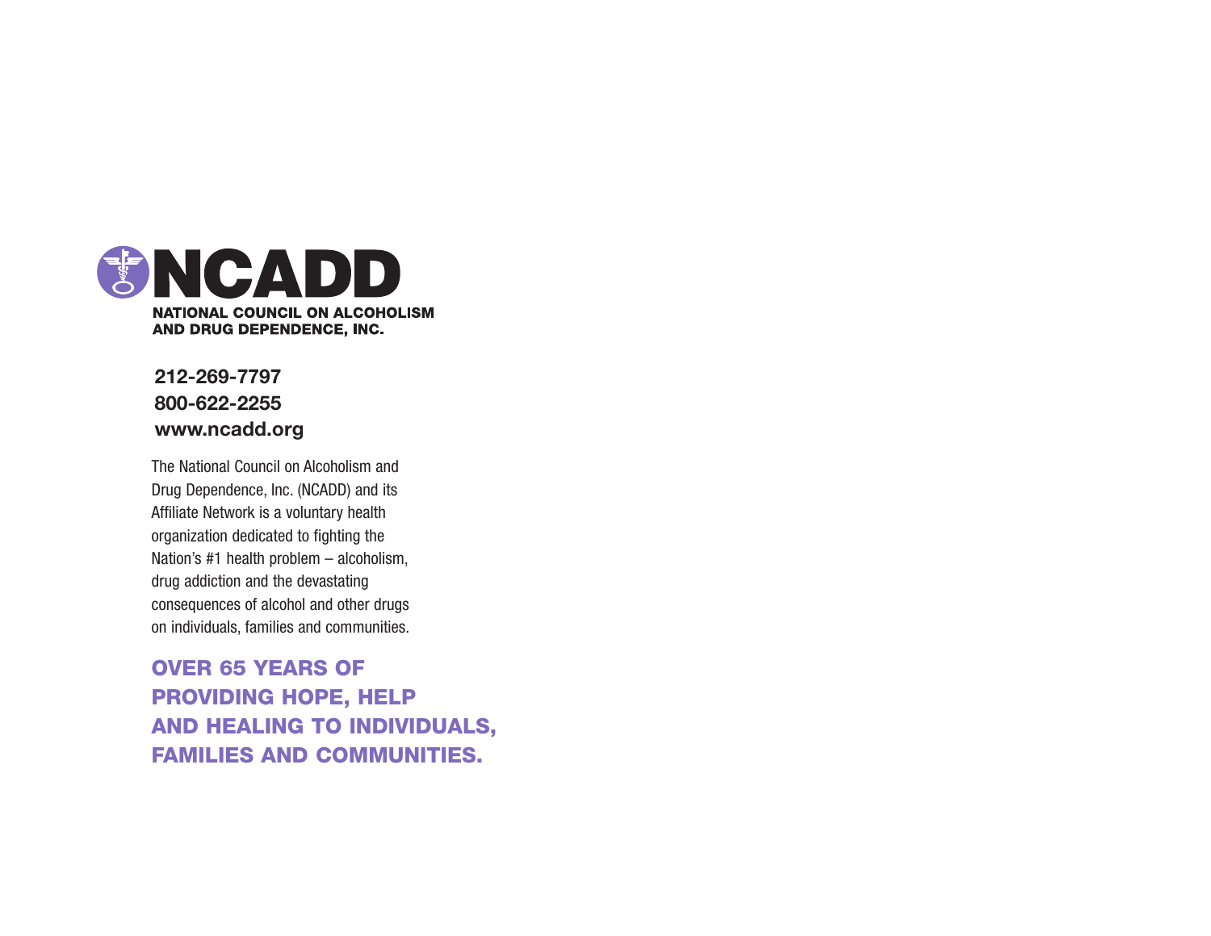# NCADD

**NATIONAL COUNCIL ON ALCOHOLISM AND DRUG DEPENDENCE, INC.**

**212-269-7797**
**800-622-2255**
**www.ncadd.org**

The National Council on Alcoholism and Drug Dependence, Inc. (NCADD) and its Affiliate Network is a voluntary health organization dedicated to fighting the Nation's #1 health problem – alcoholism, drug addiction and the devastating consequences of alcohol and other drugs on individuals, families and communities.

**OVER 65 YEARS OF PROVIDING HOPE, HELP AND HEALING TO INDIVIDUALS, FAMILIES AND COMMUNITIES.**